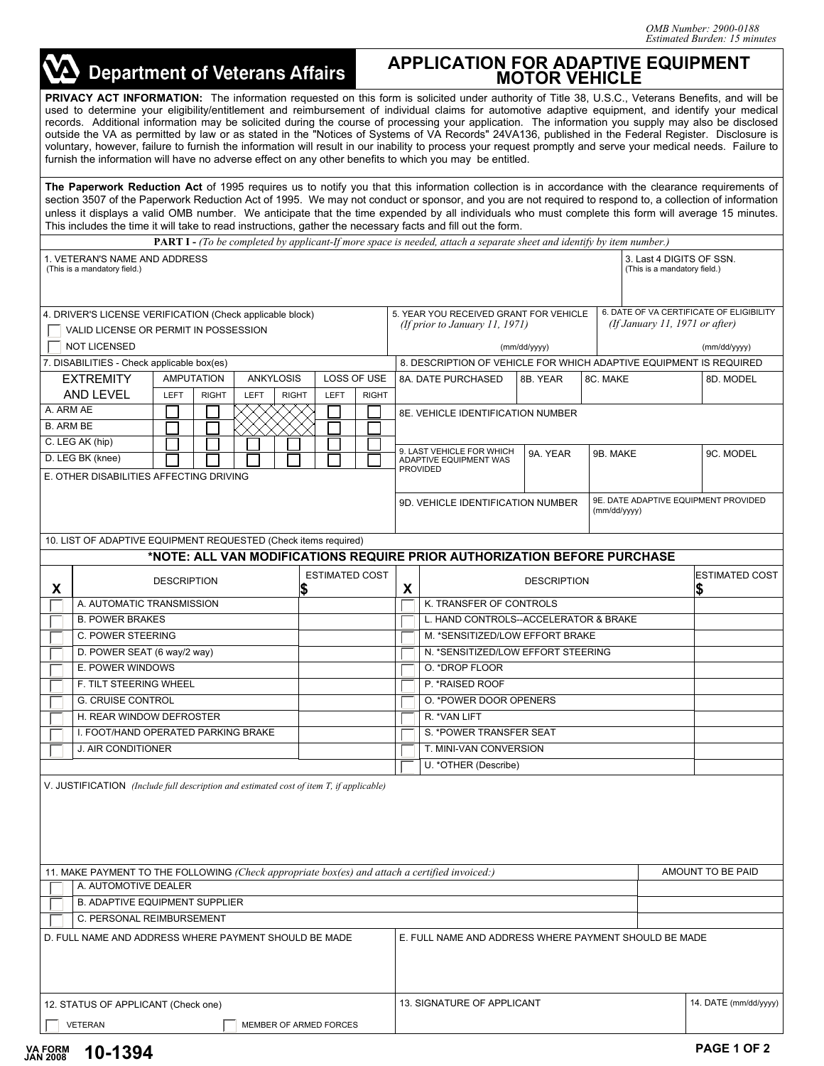OMB Number: 2900-0188
Estimated Burden: 15 minutes

# Department of Veterans Affairs

# APPLICATION FOR ADAPTIVE EQUIPMENT MOTOR VEHICLE

**PRIVACY ACT INFORMATION:** The information requested on this form is solicited under authority of Title 38, U.S.C., Veterans Benefits, and will be used to determine your eligibility/entitlement and reimbursement of individual claims for automotive adaptive equipment, and identify your medical records. Additional information may be solicited during the course of processing your application. The information you supply may also be disclosed outside the VA as permitted by law or as stated in the "Notices of Systems of VA Records" 24VA136, published in the Federal Register. Disclosure is voluntary, however, failure to furnish the information will result in our inability to process your request promptly and serve your medical needs. Failure to furnish the information will have no adverse effect on any other benefits to which you may be entitled.

**The Paperwork Reduction Act** of 1995 requires us to notify you that this information collection is in accordance with the clearance requirements of section 3507 of the Paperwork Reduction Act of 1995. We may not conduct or sponsor, and you are not required to respond to, a collection of information unless it displays a valid OMB number. We anticipate that the time expended by all individuals who must complete this form will average 15 minutes. This includes the time it will take to read instructions, gather the necessary facts and fill out the form.

**PART I -** *(To be completed by applicant-If more space is needed, attach a separate sheet and identify by item number.)*

1. VETERAN'S NAME AND ADDRESS (This is a mandatory field.)

3. Last 4 DIGITS OF SSN. (This is a mandatory field.)

4. DRIVER'S LICENSE VERIFICATION (Check applicable block)
- ☐ VALID LICENSE OR PERMIT IN POSSESSION
- ☐ NOT LICENSED

5. YEAR YOU RECEIVED GRANT FOR VEHICLE *(If prior to January 11, 1971)* (mm/dd/yyyy)

6. DATE OF VA CERTIFICATE OF ELIGIBILITY *(If January 11, 1971 or after)* (mm/dd/yyyy)

7. DISABILITIES - Check applicable box(es)

| EXTREMITY AND LEVEL | AMPUTATION | | ANKYLOSIS | | LOSS OF USE | |
|---|---|---|---|---|---|---|
| | LEFT | RIGHT | LEFT | RIGHT | LEFT | RIGHT |
| A. ARM AE | ☐ | ☐ | | | ☐ | ☐ |
| B. ARM BE | ☐ | ☐ | | | ☐ | ☐ |
| C. LEG AK (hip) | ☐ | ☐ | ☐ | ☐ | ☐ | ☐ |
| D. LEG BK (knee) | ☐ | ☐ | ☐ | ☐ | ☐ | ☐ |

E. OTHER DISABILITIES AFFECTING DRIVING

8. DESCRIPTION OF VEHICLE FOR WHICH ADAPTIVE EQUIPMENT IS REQUIRED

| 8A. DATE PURCHASED | 8B. YEAR | 8C. MAKE | 8D. MODEL |
|---|---|---|---|
| | | | |

8E. VEHICLE IDENTIFICATION NUMBER

| 9. LAST VEHICLE FOR WHICH ADAPTIVE EQUIPMENT WAS PROVIDED | 9A. YEAR | 9B. MAKE | 9C. MODEL |
|---|---|---|---|
| | | | |

9D. VEHICLE IDENTIFICATION NUMBER

9E. DATE ADAPTIVE EQUIPMENT PROVIDED (mm/dd/yyyy)

10. LIST OF ADAPTIVE EQUIPMENT REQUESTED (Check items required)

**\*NOTE: ALL VAN MODIFICATIONS REQUIRE PRIOR AUTHORIZATION BEFORE PURCHASE**

| X | DESCRIPTION | ESTIMATED COST $ | X | DESCRIPTION | ESTIMATED COST $ |
|---|---|---|---|---|---|
| ☐ | A. AUTOMATIC TRANSMISSION | | ☐ | K. TRANSFER OF CONTROLS | |
| ☐ | B. POWER BRAKES | | ☐ | L. HAND CONTROLS--ACCELERATOR & BRAKE | |
| ☐ | C. POWER STEERING | | ☐ | M. *SENSITIZED/LOW EFFORT BRAKE | |
| ☐ | D. POWER SEAT (6 way/2 way) | | ☐ | N. *SENSITIZED/LOW EFFORT STEERING | |
| ☐ | E. POWER WINDOWS | | ☐ | O. *DROP FLOOR | |
| ☐ | F. TILT STEERING WHEEL | | ☐ | P. *RAISED ROOF | |
| ☐ | G. CRUISE CONTROL | | ☐ | O. *POWER DOOR OPENERS | |
| ☐ | H. REAR WINDOW DEFROSTER | | ☐ | R. *VAN LIFT | |
| ☐ | I. FOOT/HAND OPERATED PARKING BRAKE | | ☐ | S. *POWER TRANSFER SEAT | |
| ☐ | J. AIR CONDITIONER | | ☐ | T. MINI-VAN CONVERSION | |
| | | | ☐ | U. *OTHER (Describe) | |

V. JUSTIFICATION *(Include full description and estimated cost of item T, if applicable)*

11. MAKE PAYMENT TO THE FOLLOWING *(Check appropriate box(es) and attach a certified invoiced:)*

| | | AMOUNT TO BE PAID |
|---|---|---|
| ☐ | A. AUTOMOTIVE DEALER | |
| ☐ | B. ADAPTIVE EQUIPMENT SUPPLIER | |
| ☐ | C. PERSONAL REIMBURSEMENT | |

D. FULL NAME AND ADDRESS WHERE PAYMENT SHOULD BE MADE

E. FULL NAME AND ADDRESS WHERE PAYMENT SHOULD BE MADE

12. STATUS OF APPLICANT (Check one)
- ☐ VETERAN
- ☐ MEMBER OF ARMED FORCES

13. SIGNATURE OF APPLICANT

14. DATE (mm/dd/yyyy)

VA FORM JAN 2008 **10-1394**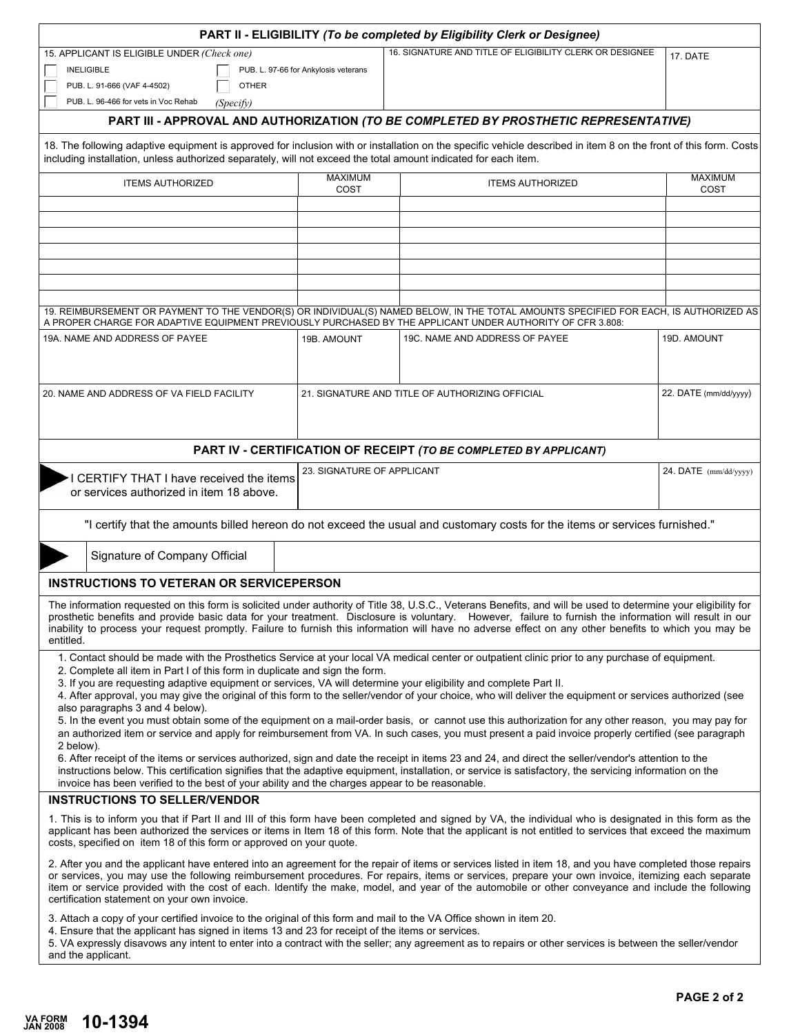## PART II - ELIGIBILITY *(To be completed by Eligibility Clerk or Designee)*

| 15. APPLICANT IS ELIGIBLE UNDER *(Check one)* | 16. SIGNATURE AND TITLE OF ELIGIBILITY CLERK OR DESIGNEE | 17. DATE |
|---|---|---|
| ☐ INELIGIBLE ☐ PUB. L. 97-66 for Ankylosis veterans<br>☐ PUB. L. 91-666 (VAF 4-4502) ☐ OTHER<br>☐ PUB. L. 96-466 for vets in Voc Rehab *(Specify)* | | |

## PART III - APPROVAL AND AUTHORIZATION *(TO BE COMPLETED BY PROSTHETIC REPRESENTATIVE)*

18. The following adaptive equipment is approved for inclusion with or installation on the specific vehicle described in item 8 on the front of this form. Costs including installation, unless authorized separately, will not exceed the total amount indicated for each item.

| ITEMS AUTHORIZED | MAXIMUM COST | ITEMS AUTHORIZED | MAXIMUM COST |
|---|---|---|---|
| | | | |
| | | | |
| | | | |
| | | | |
| | | | |
| | | | |
| | | | |

19. REIMBURSEMENT OR PAYMENT TO THE VENDOR(S) OR INDIVIDUAL(S) NAMED BELOW, IN THE TOTAL AMOUNTS SPECIFIED FOR EACH, IS AUTHORIZED AS A PROPER CHARGE FOR ADAPTIVE EQUIPMENT PREVIOUSLY PURCHASED BY THE APPLICANT UNDER AUTHORITY OF CFR 3.808:

| 19A. NAME AND ADDRESS OF PAYEE | 19B. AMOUNT | 19C. NAME AND ADDRESS OF PAYEE | 19D. AMOUNT |
|---|---|---|---|
| | | | |

| 20. NAME AND ADDRESS OF VA FIELD FACILITY | 21. SIGNATURE AND TITLE OF AUTHORIZING OFFICIAL | 22. DATE (mm/dd/yyyy) |
|---|---|---|
| | | |

## PART IV - CERTIFICATION OF RECEIPT *(TO BE COMPLETED BY APPLICANT)*

| I CERTIFY THAT I have received the items or services authorized in item 18 above. | 23. SIGNATURE OF APPLICANT | 24. DATE (mm/dd/yyyy) |
|---|---|---|
| | | |

"I certify that the amounts billed hereon do not exceed the usual and customary costs for the items or services furnished."

| Signature of Company Official | |
|---|---|

### INSTRUCTIONS TO VETERAN OR SERVICEPERSON

The information requested on this form is solicited under authority of Title 38, U.S.C., Veterans Benefits, and will be used to determine your eligibility for prosthetic benefits and provide basic data for your treatment. Disclosure is voluntary. However, failure to furnish the information will result in our inability to process your request promptly. Failure to furnish this information will have no adverse effect on any other benefits to which you may be entitled.

1. Contact should be made with the Prosthetics Service at your local VA medical center or outpatient clinic prior to any purchase of equipment.
2. Complete all item in Part I of this form in duplicate and sign the form.
3. If you are requesting adaptive equipment or services, VA will determine your eligibility and complete Part II.
4. After approval, you may give the original of this form to the seller/vendor of your choice, who will deliver the equipment or services authorized (see also paragraphs 3 and 4 below).
5. In the event you must obtain some of the equipment on a mail-order basis, or cannot use this authorization for any other reason, you may pay for an authorized item or service and apply for reimbursement from VA. In such cases, you must present a paid invoice properly certified (see paragraph 2 below).
6. After receipt of the items or services authorized, sign and date the receipt in items 23 and 24, and direct the seller/vendor's attention to the instructions below. This certification signifies that the adaptive equipment, installation, or service is satisfactory, the servicing information on the invoice has been verified to the best of your ability and the charges appear to be reasonable.

### INSTRUCTIONS TO SELLER/VENDOR

1. This is to inform you that if Part II and III of this form have been completed and signed by VA, the individual who is designated in this form as the applicant has been authorized the services or items in Item 18 of this form. Note that the applicant is not entitled to services that exceed the maximum costs, specified on item 18 of this form or approved on your quote.

2. After you and the applicant have entered into an agreement for the repair of items or services listed in item 18, and you have completed those repairs or services, you may use the following reimbursement procedures. For repairs, items or services, prepare your own invoice, itemizing each separate item or service provided with the cost of each. Identify the make, model, and year of the automobile or other conveyance and include the following certification statement on your own invoice.

3. Attach a copy of your certified invoice to the original of this form and mail to the VA Office shown in item 20.
4. Ensure that the applicant has signed in items 13 and 23 for receipt of the items or services.
5. VA expressly disavows any intent to enter into a contract with the seller; any agreement as to repairs or other services is between the seller/vendor and the applicant.

VA FORM JAN 2008 **10-1394**